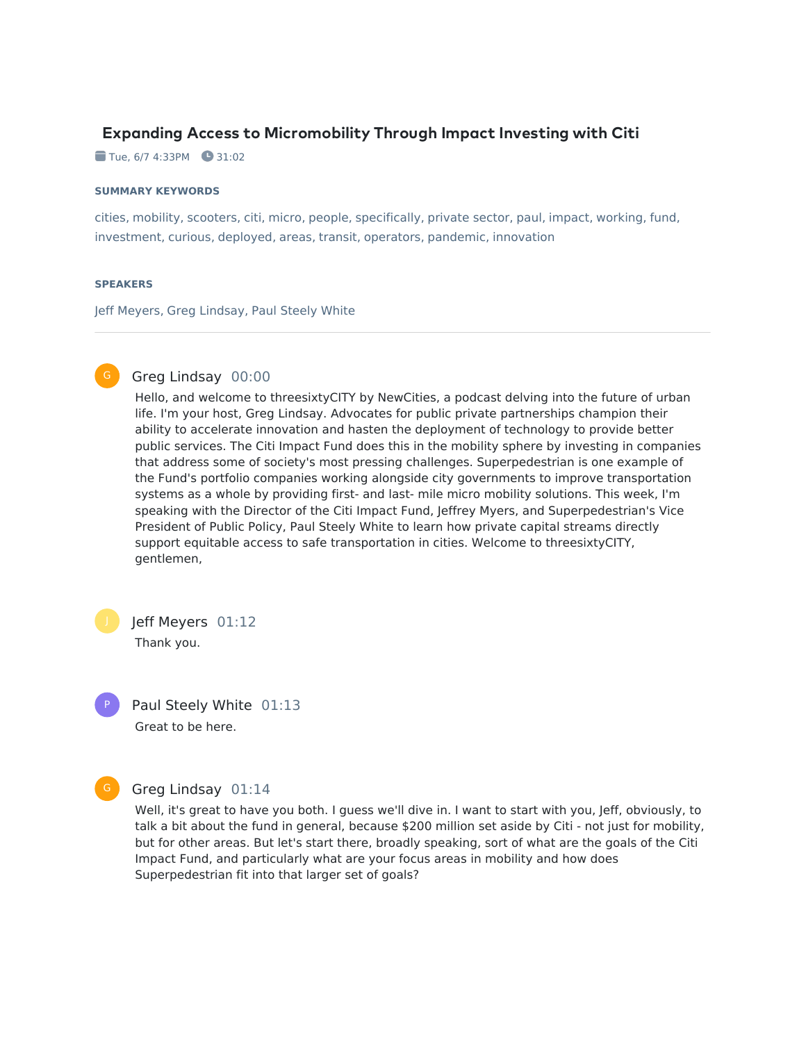# Expanding Access to Micromobility Through Impact Investing with Citi

Tue, 6/7 4:33PM · 31:02

### SUMMARY KEYWORDS

cities, mobility, scooters, citi, micro, people, specifically, private sector, paul, impact, working, fund, investment, curious, deployed, areas, transit, operators, pandemic, innovation

### SPEAKERS

Jeff Meyers, Greg Lindsay, Paul Steely White

---

**Greg Lindsay** 00:00

Hello, and welcome to threesixtyCITY by NewCities, a podcast delving into the future of urban life. I'm your host, Greg Lindsay. Advocates for public private partnerships champion their ability to accelerate innovation and hasten the deployment of technology to provide better public services. The Citi Impact Fund does this in the mobility sphere by investing in companies that address some of society's most pressing challenges. Superpedestrian is one example of the Fund's portfolio companies working alongside city governments to improve transportation systems as a whole by providing first- and last- mile micro mobility solutions. This week, I'm speaking with the Director of the Citi Impact Fund, Jeffrey Myers, and Superpedestrian's Vice President of Public Policy, Paul Steely White to learn how private capital streams directly support equitable access to safe transportation in cities. Welcome to threesixtyCITY, gentlemen,

**Jeff Meyers** 01:12

Thank you.

**Paul Steely White** 01:13

Great to be here.

**Greg Lindsay** 01:14

Well, it's great to have you both. I guess we'll dive in. I want to start with you, Jeff, obviously, to talk a bit about the fund in general, because $200 million set aside by Citi - not just for mobility, but for other areas. But let's start there, broadly speaking, sort of what are the goals of the Citi Impact Fund, and particularly what are your focus areas in mobility and how does Superpedestrian fit into that larger set of goals?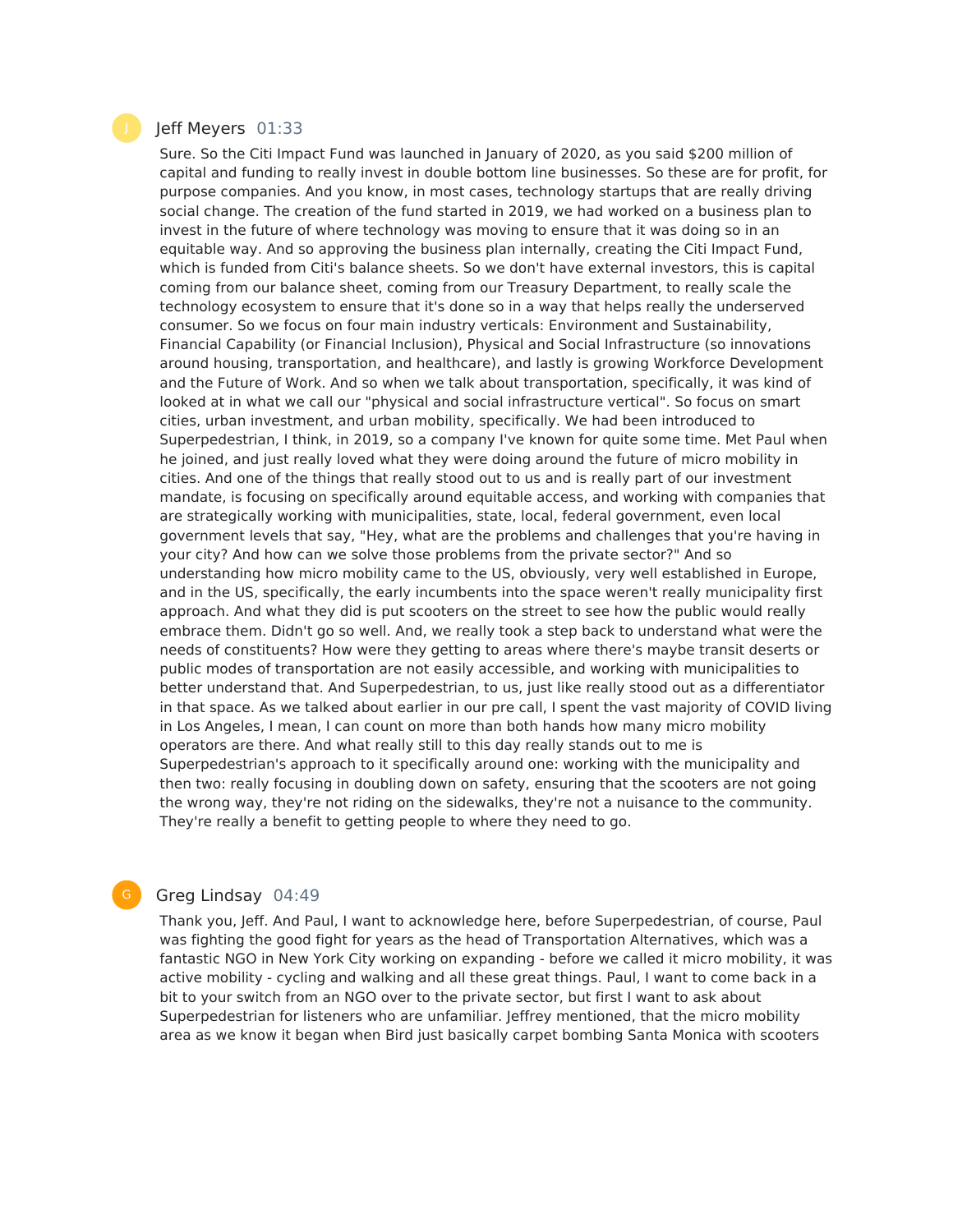Jeff Meyers 01:33

Sure. So the Citi Impact Fund was launched in January of 2020, as you said $200 million of capital and funding to really invest in double bottom line businesses. So these are for profit, for purpose companies. And you know, in most cases, technology startups that are really driving social change. The creation of the fund started in 2019, we had worked on a business plan to invest in the future of where technology was moving to ensure that it was doing so in an equitable way. And so approving the business plan internally, creating the Citi Impact Fund, which is funded from Citi's balance sheets. So we don't have external investors, this is capital coming from our balance sheet, coming from our Treasury Department, to really scale the technology ecosystem to ensure that it's done so in a way that helps really the underserved consumer. So we focus on four main industry verticals: Environment and Sustainability, Financial Capability (or Financial Inclusion), Physical and Social Infrastructure (so innovations around housing, transportation, and healthcare), and lastly is growing Workforce Development and the Future of Work. And so when we talk about transportation, specifically, it was kind of looked at in what we call our "physical and social infrastructure vertical". So focus on smart cities, urban investment, and urban mobility, specifically. We had been introduced to Superpedestrian, I think, in 2019, so a company I've known for quite some time. Met Paul when he joined, and just really loved what they were doing around the future of micro mobility in cities. And one of the things that really stood out to us and is really part of our investment mandate, is focusing on specifically around equitable access, and working with companies that are strategically working with municipalities, state, local, federal government, even local government levels that say, "Hey, what are the problems and challenges that you're having in your city? And how can we solve those problems from the private sector?" And so understanding how micro mobility came to the US, obviously, very well established in Europe, and in the US, specifically, the early incumbents into the space weren't really municipality first approach. And what they did is put scooters on the street to see how the public would really embrace them. Didn't go so well. And, we really took a step back to understand what were the needs of constituents? How were they getting to areas where there's maybe transit deserts or public modes of transportation are not easily accessible, and working with municipalities to better understand that. And Superpedestrian, to us, just like really stood out as a differentiator in that space. As we talked about earlier in our pre call, I spent the vast majority of COVID living in Los Angeles, I mean, I can count on more than both hands how many micro mobility operators are there. And what really still to this day really stands out to me is Superpedestrian's approach to it specifically around one: working with the municipality and then two: really focusing in doubling down on safety, ensuring that the scooters are not going the wrong way, they're not riding on the sidewalks, they're not a nuisance to the community. They're really a benefit to getting people to where they need to go.

Greg Lindsay 04:49

Thank you, Jeff. And Paul, I want to acknowledge here, before Superpedestrian, of course, Paul was fighting the good fight for years as the head of Transportation Alternatives, which was a fantastic NGO in New York City working on expanding - before we called it micro mobility, it was active mobility - cycling and walking and all these great things. Paul, I want to come back in a bit to your switch from an NGO over to the private sector, but first I want to ask about Superpedestrian for listeners who are unfamiliar. Jeffrey mentioned, that the micro mobility area as we know it began when Bird just basically carpet bombing Santa Monica with scooters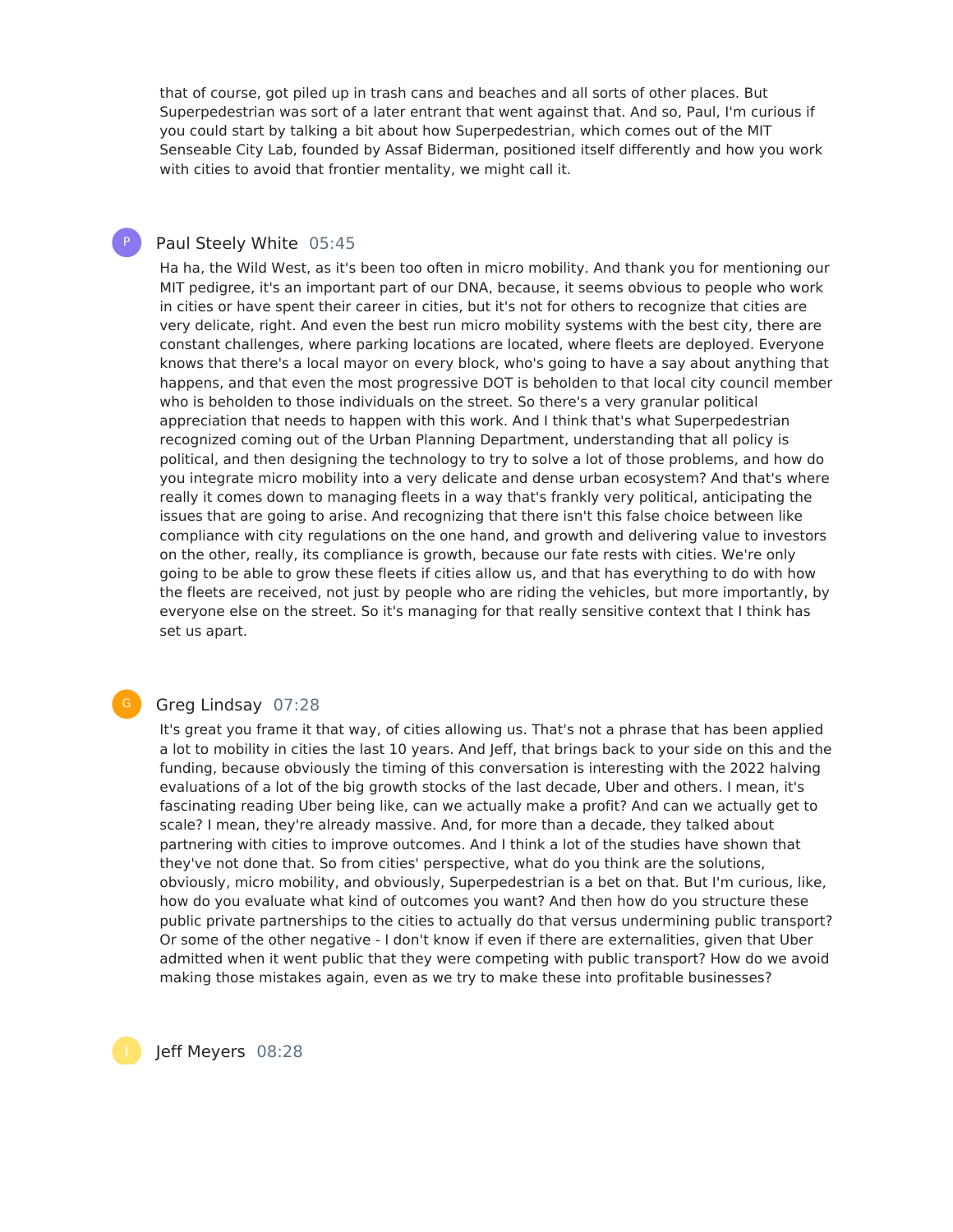that of course, got piled up in trash cans and beaches and all sorts of other places. But Superpedestrian was sort of a later entrant that went against that. And so, Paul, I'm curious if you could start by talking a bit about how Superpedestrian, which comes out of the MIT Senseable City Lab, founded by Assaf Biderman, positioned itself differently and how you work with cities to avoid that frontier mentality, we might call it.

**Paul Steely White** 05:45

Ha ha, the Wild West, as it's been too often in micro mobility. And thank you for mentioning our MIT pedigree, it's an important part of our DNA, because, it seems obvious to people who work in cities or have spent their career in cities, but it's not for others to recognize that cities are very delicate, right. And even the best run micro mobility systems with the best city, there are constant challenges, where parking locations are located, where fleets are deployed. Everyone knows that there's a local mayor on every block, who's going to have a say about anything that happens, and that even the most progressive DOT is beholden to that local city council member who is beholden to those individuals on the street. So there's a very granular political appreciation that needs to happen with this work. And I think that's what Superpedestrian recognized coming out of the Urban Planning Department, understanding that all policy is political, and then designing the technology to try to solve a lot of those problems, and how do you integrate micro mobility into a very delicate and dense urban ecosystem? And that's where really it comes down to managing fleets in a way that's frankly very political, anticipating the issues that are going to arise. And recognizing that there isn't this false choice between like compliance with city regulations on the one hand, and growth and delivering value to investors on the other, really, its compliance is growth, because our fate rests with cities. We're only going to be able to grow these fleets if cities allow us, and that has everything to do with how the fleets are received, not just by people who are riding the vehicles, but more importantly, by everyone else on the street. So it's managing for that really sensitive context that I think has set us apart.

**Greg Lindsay** 07:28

It's great you frame it that way, of cities allowing us. That's not a phrase that has been applied a lot to mobility in cities the last 10 years. And Jeff, that brings back to your side on this and the funding, because obviously the timing of this conversation is interesting with the 2022 halving evaluations of a lot of the big growth stocks of the last decade, Uber and others. I mean, it's fascinating reading Uber being like, can we actually make a profit? And can we actually get to scale? I mean, they're already massive. And, for more than a decade, they talked about partnering with cities to improve outcomes. And I think a lot of the studies have shown that they've not done that. So from cities' perspective, what do you think are the solutions, obviously, micro mobility, and obviously, Superpedestrian is a bet on that. But I'm curious, like, how do you evaluate what kind of outcomes you want? And then how do you structure these public private partnerships to the cities to actually do that versus undermining public transport? Or some of the other negative - I don't know if even if there are externalities, given that Uber admitted when it went public that they were competing with public transport? How do we avoid making those mistakes again, even as we try to make these into profitable businesses?

**Jeff Meyers** 08:28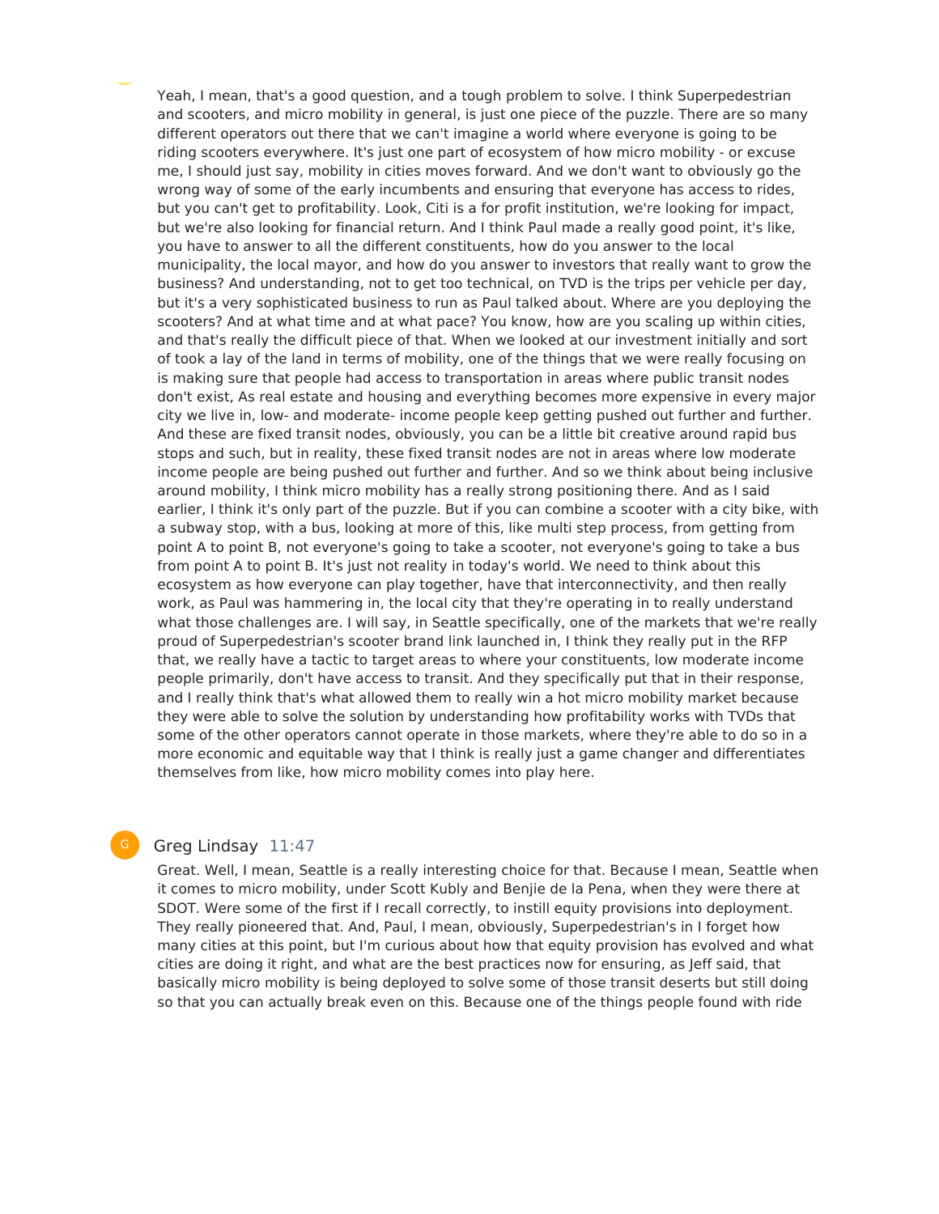Yeah, I mean, that's a good question, and a tough problem to solve. I think Superpedestrian and scooters, and micro mobility in general, is just one piece of the puzzle. There are so many different operators out there that we can't imagine a world where everyone is going to be riding scooters everywhere. It's just one part of ecosystem of how micro mobility - or excuse me, I should just say, mobility in cities moves forward. And we don't want to obviously go the wrong way of some of the early incumbents and ensuring that everyone has access to rides, but you can't get to profitability. Look, Citi is a for profit institution, we're looking for impact, but we're also looking for financial return. And I think Paul made a really good point, it's like, you have to answer to all the different constituents, how do you answer to the local municipality, the local mayor, and how do you answer to investors that really want to grow the business? And understanding, not to get too technical, on TVD is the trips per vehicle per day, but it's a very sophisticated business to run as Paul talked about. Where are you deploying the scooters? And at what time and at what pace? You know, how are you scaling up within cities, and that's really the difficult piece of that. When we looked at our investment initially and sort of took a lay of the land in terms of mobility, one of the things that we were really focusing on is making sure that people had access to transportation in areas where public transit nodes don't exist, As real estate and housing and everything becomes more expensive in every major city we live in, low- and moderate- income people keep getting pushed out further and further. And these are fixed transit nodes, obviously, you can be a little bit creative around rapid bus stops and such, but in reality, these fixed transit nodes are not in areas where low moderate income people are being pushed out further and further. And so we think about being inclusive around mobility, I think micro mobility has a really strong positioning there. And as I said earlier, I think it's only part of the puzzle. But if you can combine a scooter with a city bike, with a subway stop, with a bus, looking at more of this, like multi step process, from getting from point A to point B, not everyone's going to take a scooter, not everyone's going to take a bus from point A to point B. It's just not reality in today's world. We need to think about this ecosystem as how everyone can play together, have that interconnectivity, and then really work, as Paul was hammering in, the local city that they're operating in to really understand what those challenges are. I will say, in Seattle specifically, one of the markets that we're really proud of Superpedestrian's scooter brand link launched in, I think they really put in the RFP that, we really have a tactic to target areas to where your constituents, low moderate income people primarily, don't have access to transit. And they specifically put that in their response, and I really think that's what allowed them to really win a hot micro mobility market because they were able to solve the solution by understanding how profitability works with TVDs that some of the other operators cannot operate in those markets, where they're able to do so in a more economic and equitable way that I think is really just a game changer and differentiates themselves from like, how micro mobility comes into play here.

**Greg Lindsay** 11:47

Great. Well, I mean, Seattle is a really interesting choice for that. Because I mean, Seattle when it comes to micro mobility, under Scott Kubly and Benjie de la Pena, when they were there at SDOT. Were some of the first if I recall correctly, to instill equity provisions into deployment. They really pioneered that. And, Paul, I mean, obviously, Superpedestrian's in I forget how many cities at this point, but I'm curious about how that equity provision has evolved and what cities are doing it right, and what are the best practices now for ensuring, as Jeff said, that basically micro mobility is being deployed to solve some of those transit deserts but still doing so that you can actually break even on this. Because one of the things people found with ride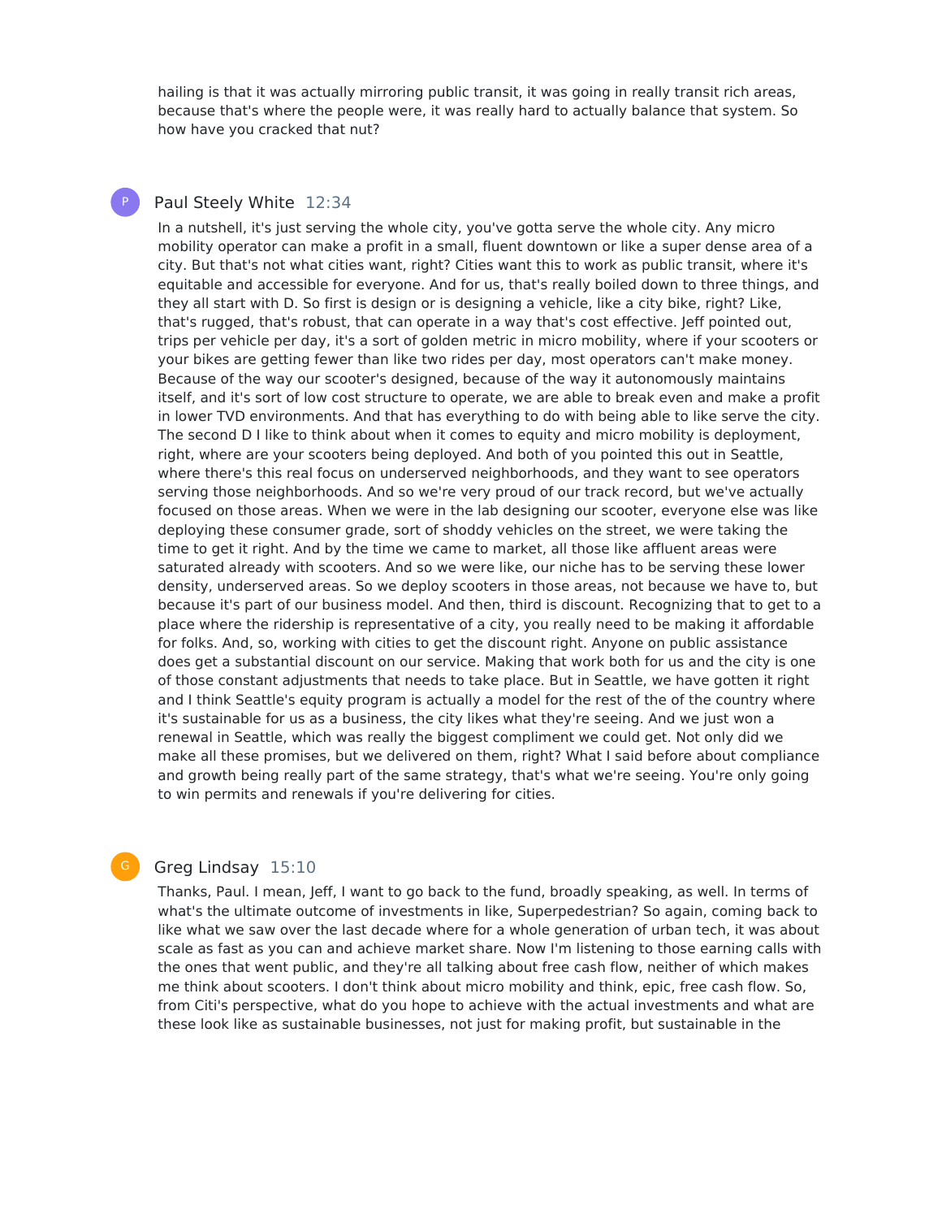hailing is that it was actually mirroring public transit, it was going in really transit rich areas, because that's where the people were, it was really hard to actually balance that system. So how have you cracked that nut?

**Paul Steely White** 12:34

In a nutshell, it's just serving the whole city, you've gotta serve the whole city. Any micro mobility operator can make a profit in a small, fluent downtown or like a super dense area of a city. But that's not what cities want, right? Cities want this to work as public transit, where it's equitable and accessible for everyone. And for us, that's really boiled down to three things, and they all start with D. So first is design or is designing a vehicle, like a city bike, right? Like, that's rugged, that's robust, that can operate in a way that's cost effective. Jeff pointed out, trips per vehicle per day, it's a sort of golden metric in micro mobility, where if your scooters or your bikes are getting fewer than like two rides per day, most operators can't make money. Because of the way our scooter's designed, because of the way it autonomously maintains itself, and it's sort of low cost structure to operate, we are able to break even and make a profit in lower TVD environments. And that has everything to do with being able to like serve the city. The second D I like to think about when it comes to equity and micro mobility is deployment, right, where are your scooters being deployed. And both of you pointed this out in Seattle, where there's this real focus on underserved neighborhoods, and they want to see operators serving those neighborhoods. And so we're very proud of our track record, but we've actually focused on those areas. When we were in the lab designing our scooter, everyone else was like deploying these consumer grade, sort of shoddy vehicles on the street, we were taking the time to get it right. And by the time we came to market, all those like affluent areas were saturated already with scooters. And so we were like, our niche has to be serving these lower density, underserved areas. So we deploy scooters in those areas, not because we have to, but because it's part of our business model. And then, third is discount. Recognizing that to get to a place where the ridership is representative of a city, you really need to be making it affordable for folks. And, so, working with cities to get the discount right. Anyone on public assistance does get a substantial discount on our service. Making that work both for us and the city is one of those constant adjustments that needs to take place. But in Seattle, we have gotten it right and I think Seattle's equity program is actually a model for the rest of the of the country where it's sustainable for us as a business, the city likes what they're seeing. And we just won a renewal in Seattle, which was really the biggest compliment we could get. Not only did we make all these promises, but we delivered on them, right? What I said before about compliance and growth being really part of the same strategy, that's what we're seeing. You're only going to win permits and renewals if you're delivering for cities.

**Greg Lindsay** 15:10

Thanks, Paul. I mean, Jeff, I want to go back to the fund, broadly speaking, as well. In terms of what's the ultimate outcome of investments in like, Superpedestrian? So again, coming back to like what we saw over the last decade where for a whole generation of urban tech, it was about scale as fast as you can and achieve market share. Now I'm listening to those earning calls with the ones that went public, and they're all talking about free cash flow, neither of which makes me think about scooters. I don't think about micro mobility and think, epic, free cash flow. So, from Citi's perspective, what do you hope to achieve with the actual investments and what are these look like as sustainable businesses, not just for making profit, but sustainable in the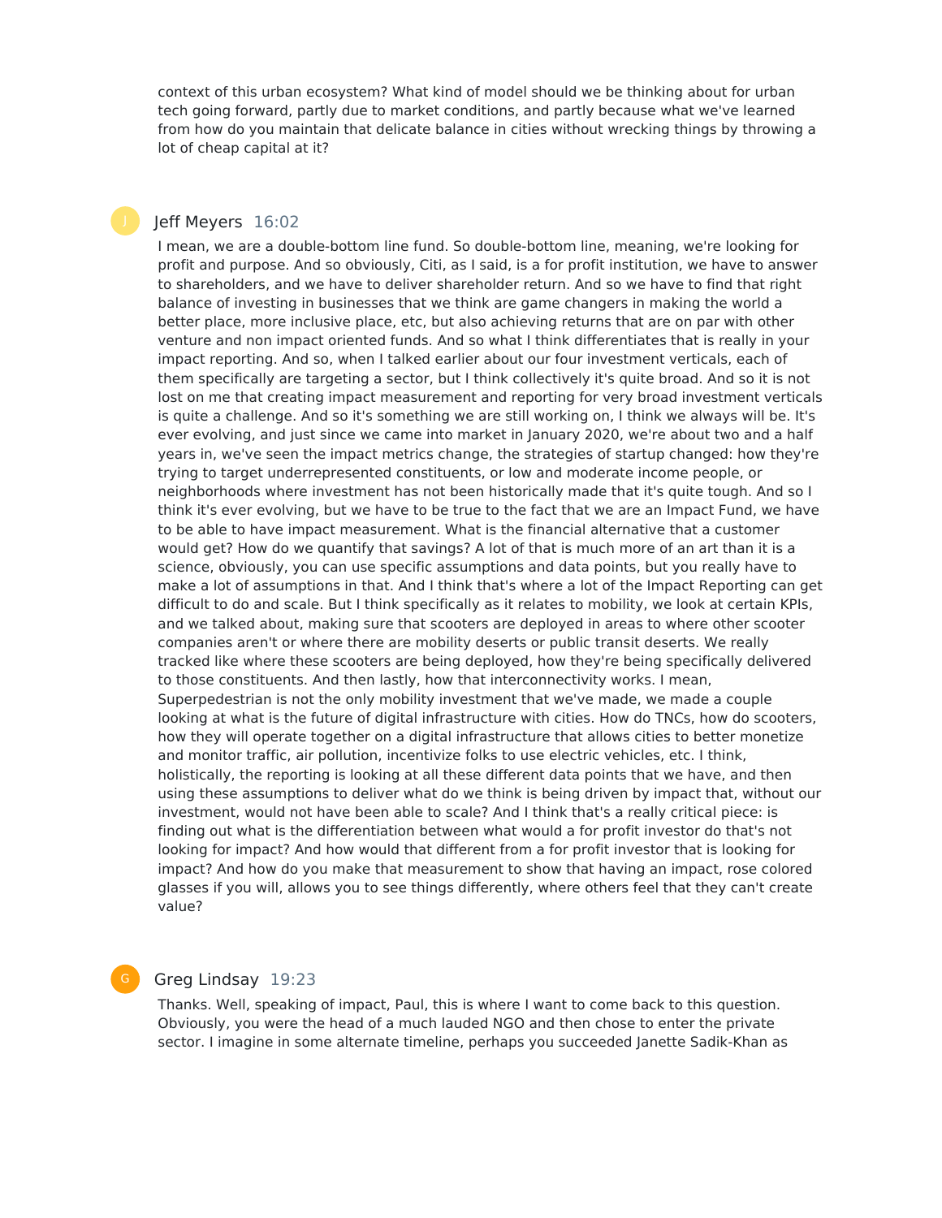context of this urban ecosystem? What kind of model should we be thinking about for urban tech going forward, partly due to market conditions, and partly because what we've learned from how do you maintain that delicate balance in cities without wrecking things by throwing a lot of cheap capital at it?

**Jeff Meyers** 16:02

I mean, we are a double-bottom line fund. So double-bottom line, meaning, we're looking for profit and purpose. And so obviously, Citi, as I said, is a for profit institution, we have to answer to shareholders, and we have to deliver shareholder return. And so we have to find that right balance of investing in businesses that we think are game changers in making the world a better place, more inclusive place, etc, but also achieving returns that are on par with other venture and non impact oriented funds. And so what I think differentiates that is really in your impact reporting. And so, when I talked earlier about our four investment verticals, each of them specifically are targeting a sector, but I think collectively it's quite broad. And so it is not lost on me that creating impact measurement and reporting for very broad investment verticals is quite a challenge. And so it's something we are still working on, I think we always will be. It's ever evolving, and just since we came into market in January 2020, we're about two and a half years in, we've seen the impact metrics change, the strategies of startup changed: how they're trying to target underrepresented constituents, or low and moderate income people, or neighborhoods where investment has not been historically made that it's quite tough. And so I think it's ever evolving, but we have to be true to the fact that we are an Impact Fund, we have to be able to have impact measurement. What is the financial alternative that a customer would get? How do we quantify that savings? A lot of that is much more of an art than it is a science, obviously, you can use specific assumptions and data points, but you really have to make a lot of assumptions in that. And I think that's where a lot of the Impact Reporting can get difficult to do and scale. But I think specifically as it relates to mobility, we look at certain KPIs, and we talked about, making sure that scooters are deployed in areas to where other scooter companies aren't or where there are mobility deserts or public transit deserts. We really tracked like where these scooters are being deployed, how they're being specifically delivered to those constituents. And then lastly, how that interconnectivity works. I mean, Superpedestrian is not the only mobility investment that we've made, we made a couple looking at what is the future of digital infrastructure with cities. How do TNCs, how do scooters, how they will operate together on a digital infrastructure that allows cities to better monetize and monitor traffic, air pollution, incentivize folks to use electric vehicles, etc. I think, holistically, the reporting is looking at all these different data points that we have, and then using these assumptions to deliver what do we think is being driven by impact that, without our investment, would not have been able to scale? And I think that's a really critical piece: is finding out what is the differentiation between what would a for profit investor do that's not looking for impact? And how would that different from a for profit investor that is looking for impact? And how do you make that measurement to show that having an impact, rose colored glasses if you will, allows you to see things differently, where others feel that they can't create value?

**Greg Lindsay** 19:23

Thanks. Well, speaking of impact, Paul, this is where I want to come back to this question. Obviously, you were the head of a much lauded NGO and then chose to enter the private sector. I imagine in some alternate timeline, perhaps you succeeded Janette Sadik-Khan as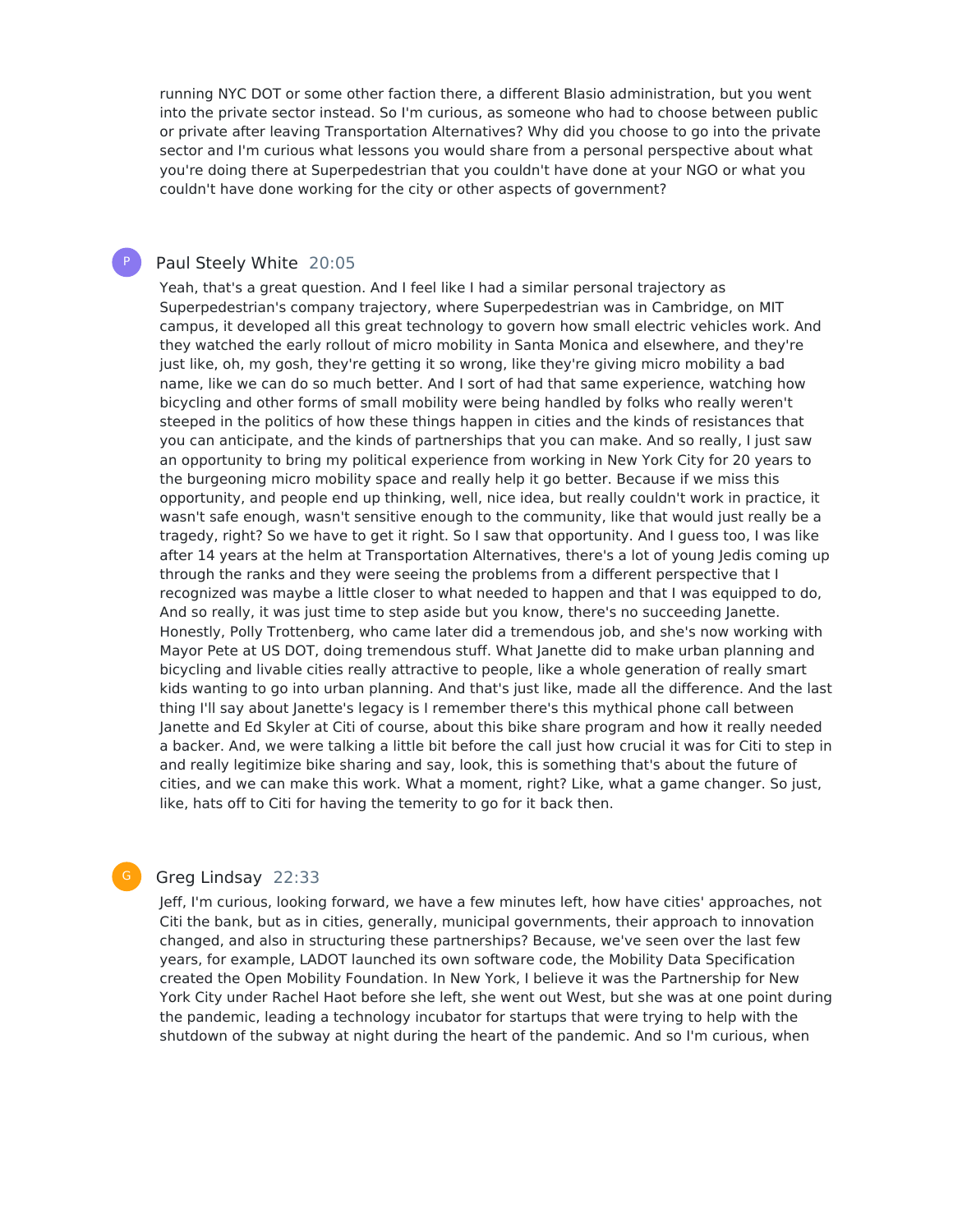running NYC DOT or some other faction there, a different Blasio administration, but you went into the private sector instead. So I'm curious, as someone who had to choose between public or private after leaving Transportation Alternatives? Why did you choose to go into the private sector and I'm curious what lessons you would share from a personal perspective about what you're doing there at Superpedestrian that you couldn't have done at your NGO or what you couldn't have done working for the city or other aspects of government?

**Paul Steely White** 20:05

Yeah, that's a great question. And I feel like I had a similar personal trajectory as Superpedestrian's company trajectory, where Superpedestrian was in Cambridge, on MIT campus, it developed all this great technology to govern how small electric vehicles work. And they watched the early rollout of micro mobility in Santa Monica and elsewhere, and they're just like, oh, my gosh, they're getting it so wrong, like they're giving micro mobility a bad name, like we can do so much better. And I sort of had that same experience, watching how bicycling and other forms of small mobility were being handled by folks who really weren't steeped in the politics of how these things happen in cities and the kinds of resistances that you can anticipate, and the kinds of partnerships that you can make. And so really, I just saw an opportunity to bring my political experience from working in New York City for 20 years to the burgeoning micro mobility space and really help it go better. Because if we miss this opportunity, and people end up thinking, well, nice idea, but really couldn't work in practice, it wasn't safe enough, wasn't sensitive enough to the community, like that would just really be a tragedy, right? So we have to get it right. So I saw that opportunity. And I guess too, I was like after 14 years at the helm at Transportation Alternatives, there's a lot of young Jedis coming up through the ranks and they were seeing the problems from a different perspective that I recognized was maybe a little closer to what needed to happen and that I was equipped to do, And so really, it was just time to step aside but you know, there's no succeeding Janette. Honestly, Polly Trottenberg, who came later did a tremendous job, and she's now working with Mayor Pete at US DOT, doing tremendous stuff. What Janette did to make urban planning and bicycling and livable cities really attractive to people, like a whole generation of really smart kids wanting to go into urban planning. And that's just like, made all the difference. And the last thing I'll say about Janette's legacy is I remember there's this mythical phone call between Janette and Ed Skyler at Citi of course, about this bike share program and how it really needed a backer. And, we were talking a little bit before the call just how crucial it was for Citi to step in and really legitimize bike sharing and say, look, this is something that's about the future of cities, and we can make this work. What a moment, right? Like, what a game changer. So just, like, hats off to Citi for having the temerity to go for it back then.

**Greg Lindsay** 22:33

Jeff, I'm curious, looking forward, we have a few minutes left, how have cities' approaches, not Citi the bank, but as in cities, generally, municipal governments, their approach to innovation changed, and also in structuring these partnerships? Because, we've seen over the last few years, for example, LADOT launched its own software code, the Mobility Data Specification created the Open Mobility Foundation. In New York, I believe it was the Partnership for New York City under Rachel Haot before she left, she went out West, but she was at one point during the pandemic, leading a technology incubator for startups that were trying to help with the shutdown of the subway at night during the heart of the pandemic. And so I'm curious, when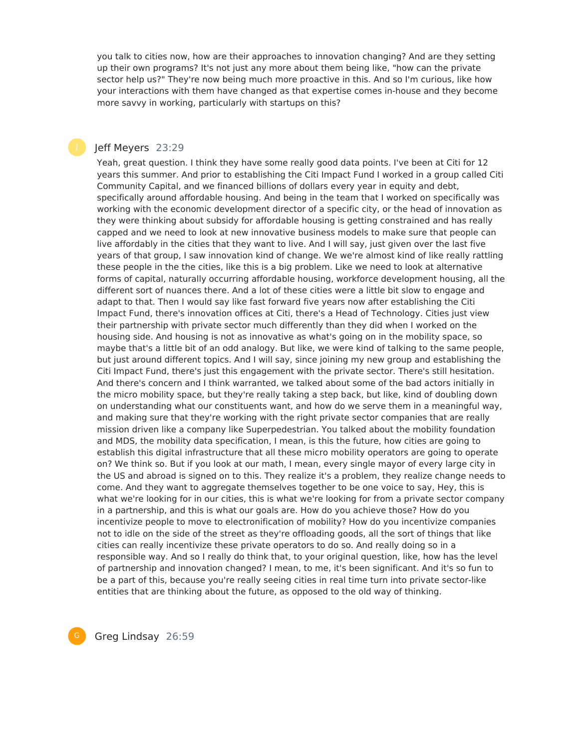you talk to cities now, how are their approaches to innovation changing? And are they setting up their own programs? It's not just any more about them being like, "how can the private sector help us?" They're now being much more proactive in this. And so I'm curious, like how your interactions with them have changed as that expertise comes in-house and they become more savvy in working, particularly with startups on this?

**Jeff Meyers** 23:29

Yeah, great question. I think they have some really good data points. I've been at Citi for 12 years this summer. And prior to establishing the Citi Impact Fund I worked in a group called Citi Community Capital, and we financed billions of dollars every year in equity and debt, specifically around affordable housing. And being in the team that I worked on specifically was working with the economic development director of a specific city, or the head of innovation as they were thinking about subsidy for affordable housing is getting constrained and has really capped and we need to look at new innovative business models to make sure that people can live affordably in the cities that they want to live. And I will say, just given over the last five years of that group, I saw innovation kind of change. We we're almost kind of like really rattling these people in the the cities, like this is a big problem. Like we need to look at alternative forms of capital, naturally occurring affordable housing, workforce development housing, all the different sort of nuances there. And a lot of these cities were a little bit slow to engage and adapt to that. Then I would say like fast forward five years now after establishing the Citi Impact Fund, there's innovation offices at Citi, there's a Head of Technology. Cities just view their partnership with private sector much differently than they did when I worked on the housing side. And housing is not as innovative as what's going on in the mobility space, so maybe that's a little bit of an odd analogy. But like, we were kind of talking to the same people, but just around different topics. And I will say, since joining my new group and establishing the Citi Impact Fund, there's just this engagement with the private sector. There's still hesitation. And there's concern and I think warranted, we talked about some of the bad actors initially in the micro mobility space, but they're really taking a step back, but like, kind of doubling down on understanding what our constituents want, and how do we serve them in a meaningful way, and making sure that they're working with the right private sector companies that are really mission driven like a company like Superpedestrian. You talked about the mobility foundation and MDS, the mobility data specification, I mean, is this the future, how cities are going to establish this digital infrastructure that all these micro mobility operators are going to operate on? We think so. But if you look at our math, I mean, every single mayor of every large city in the US and abroad is signed on to this. They realize it's a problem, they realize change needs to come. And they want to aggregate themselves together to be one voice to say, Hey, this is what we're looking for in our cities, this is what we're looking for from a private sector company in a partnership, and this is what our goals are. How do you achieve those? How do you incentivize people to move to electronification of mobility? How do you incentivize companies not to idle on the side of the street as they're offloading goods, all the sort of things that like cities can really incentivize these private operators to do so. And really doing so in a responsible way. And so I really do think that, to your original question, like, how has the level of partnership and innovation changed? I mean, to me, it's been significant. And it's so fun to be a part of this, because you're really seeing cities in real time turn into private sector-like entities that are thinking about the future, as opposed to the old way of thinking.

**Greg Lindsay** 26:59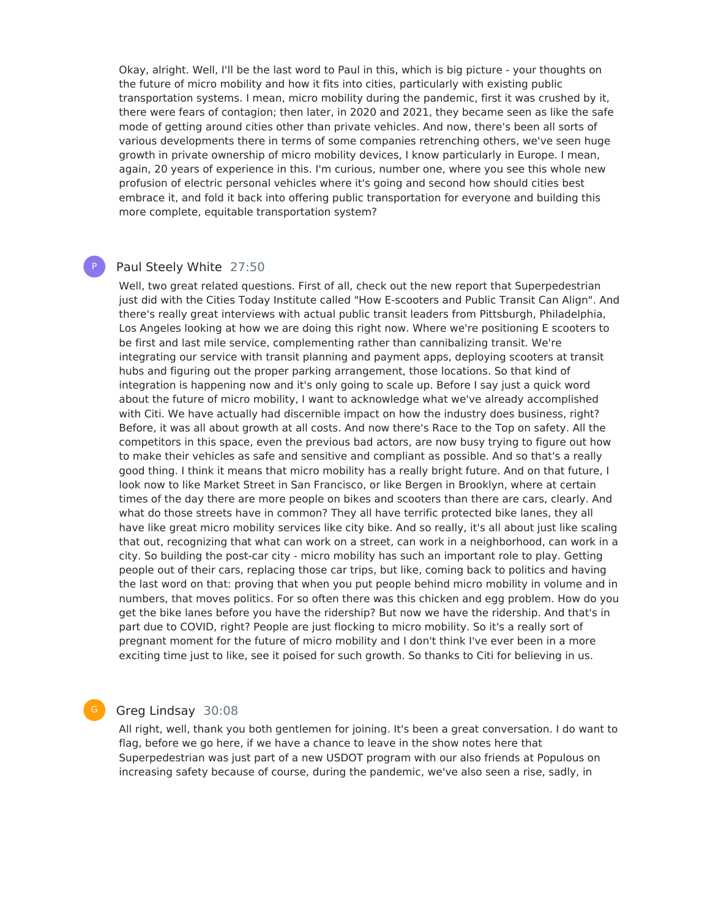Okay, alright. Well, I'll be the last word to Paul in this, which is big picture - your thoughts on the future of micro mobility and how it fits into cities, particularly with existing public transportation systems. I mean, micro mobility during the pandemic, first it was crushed by it, there were fears of contagion; then later, in 2020 and 2021, they became seen as like the safe mode of getting around cities other than private vehicles. And now, there's been all sorts of various developments there in terms of some companies retrenching others, we've seen huge growth in private ownership of micro mobility devices, I know particularly in Europe. I mean, again, 20 years of experience in this. I'm curious, number one, where you see this whole new profusion of electric personal vehicles where it's going and second how should cities best embrace it, and fold it back into offering public transportation for everyone and building this more complete, equitable transportation system?

**Paul Steely White** 27:50

Well, two great related questions. First of all, check out the new report that Superpedestrian just did with the Cities Today Institute called "How E-scooters and Public Transit Can Align". And there's really great interviews with actual public transit leaders from Pittsburgh, Philadelphia, Los Angeles looking at how we are doing this right now. Where we're positioning E scooters to be first and last mile service, complementing rather than cannibalizing transit. We're integrating our service with transit planning and payment apps, deploying scooters at transit hubs and figuring out the proper parking arrangement, those locations. So that kind of integration is happening now and it's only going to scale up. Before I say just a quick word about the future of micro mobility, I want to acknowledge what we've already accomplished with Citi. We have actually had discernible impact on how the industry does business, right? Before, it was all about growth at all costs. And now there's Race to the Top on safety. All the competitors in this space, even the previous bad actors, are now busy trying to figure out how to make their vehicles as safe and sensitive and compliant as possible. And so that's a really good thing. I think it means that micro mobility has a really bright future. And on that future, I look now to like Market Street in San Francisco, or like Bergen in Brooklyn, where at certain times of the day there are more people on bikes and scooters than there are cars, clearly. And what do those streets have in common? They all have terrific protected bike lanes, they all have like great micro mobility services like city bike. And so really, it's all about just like scaling that out, recognizing that what can work on a street, can work in a neighborhood, can work in a city. So building the post-car city - micro mobility has such an important role to play. Getting people out of their cars, replacing those car trips, but like, coming back to politics and having the last word on that: proving that when you put people behind micro mobility in volume and in numbers, that moves politics. For so often there was this chicken and egg problem. How do you get the bike lanes before you have the ridership? But now we have the ridership. And that's in part due to COVID, right? People are just flocking to micro mobility. So it's a really sort of pregnant moment for the future of micro mobility and I don't think I've ever been in a more exciting time just to like, see it poised for such growth. So thanks to Citi for believing in us.

**Greg Lindsay** 30:08

All right, well, thank you both gentlemen for joining. It's been a great conversation. I do want to flag, before we go here, if we have a chance to leave in the show notes here that Superpedestrian was just part of a new USDOT program with our also friends at Populous on increasing safety because of course, during the pandemic, we've also seen a rise, sadly, in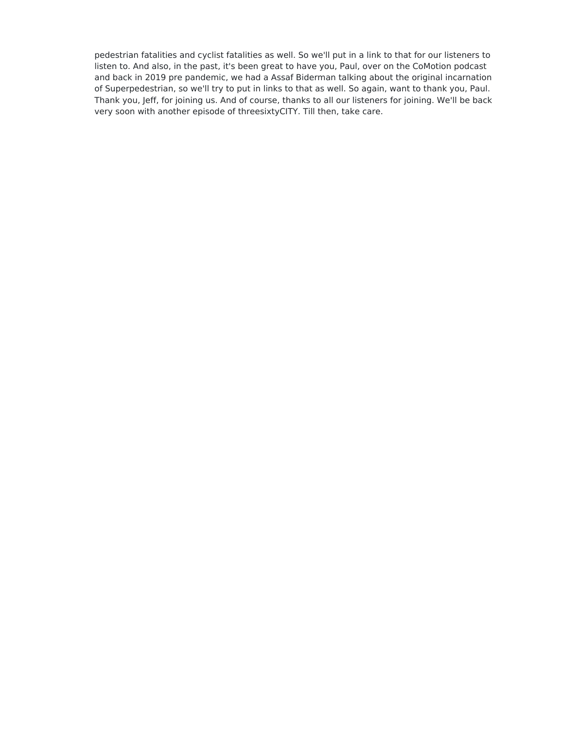pedestrian fatalities and cyclist fatalities as well. So we'll put in a link to that for our listeners to listen to. And also, in the past, it's been great to have you, Paul, over on the CoMotion podcast and back in 2019 pre pandemic, we had a Assaf Biderman talking about the original incarnation of Superpedestrian, so we'll try to put in links to that as well. So again, want to thank you, Paul. Thank you, Jeff, for joining us. And of course, thanks to all our listeners for joining. We'll be back very soon with another episode of threesixtyCITY. Till then, take care.